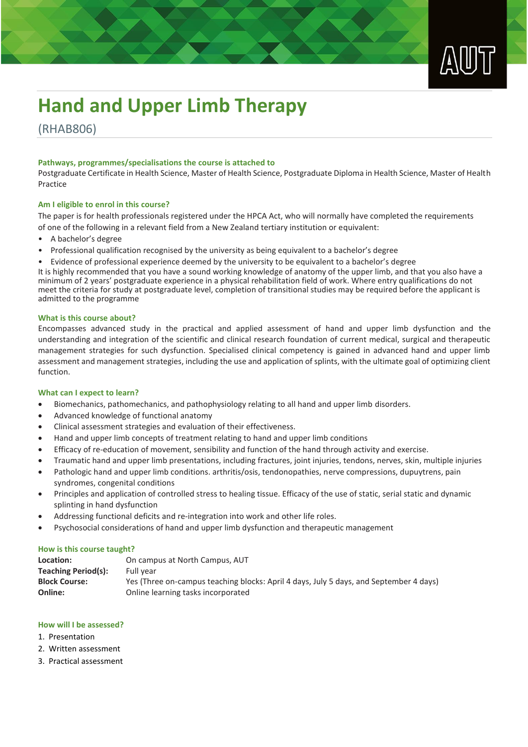# Hand and Upper Limb Therapy

(RHAB806)

### Pathways, programmes/specialisations the course is attached to

Postgraduate Certificate in Health Science, Master of Health Science, Postgraduate Diploma in Health Science, Master of Health Practice

### Am I eligible to enrol in this course?

The paper is for health professionals registered under the HPCA Act, who will normally have completed the requirements of one of the following in a relevant field from a New Zealand tertiary institution or equivalent:

- A bachelor's degree
- Professional qualification recognised by the university as being equivalent to a bachelor's degree
- Evidence of professional experience deemed by the university to be equivalent to a bachelor's degree

It is highly recommended that you have a sound working knowledge of anatomy of the upper limb, and that you also have a minimum of 2 years' postgraduate experience in a physical rehabilitation field of work. Where entry qualifications do not meet the criteria for study at postgraduate level, completion of transitional studies may be required before the applicant is admitted to the programme

### What is this course about?

Encompasses advanced study in the practical and applied assessment of hand and upper limb dysfunction and the understanding and integration of the scientific and clinical research foundation of current medical, surgical and therapeutic management strategies for such dysfunction. Specialised clinical competency is gained in advanced hand and upper limb assessment and management strategies, including the use and application of splints, with the ultimate goal of optimizing client function.

### What can I expect to learn?

- Biomechanics, pathomechanics, and pathophysiology relating to all hand and upper limb disorders.
- Advanced knowledge of functional anatomy
- Clinical assessment strategies and evaluation of their effectiveness.
- Hand and upper limb concepts of treatment relating to hand and upper limb conditions
- Efficacy of re-education of movement, sensibility and function of the hand through activity and exercise.
- Traumatic hand and upper limb presentations, including fractures, joint injuries, tendons, nerves, skin, multiple injuries
- Pathologic hand and upper limb conditions. arthritis/osis, tendonopathies, nerve compressions, dupuytrens, pain syndromes, congenital conditions
- Principles and application of controlled stress to healing tissue. Efficacy of the use of static, serial static and dynamic splinting in hand dysfunction
- Addressing functional deficits and re-integration into work and other life roles.
- Psychosocial considerations of hand and upper limb dysfunction and therapeutic management

### How is this course taught?

| | |
|---|---|
| **Location:** | On campus at North Campus, AUT |
| **Teaching Period(s):** | Full year |
| **Block Course:** | Yes (Three on-campus teaching blocks: April 4 days, July 5 days, and September 4 days) |
| **Online:** | Online learning tasks incorporated |

### How will I be assessed?

1. Presentation
2. Written assessment
3. Practical assessment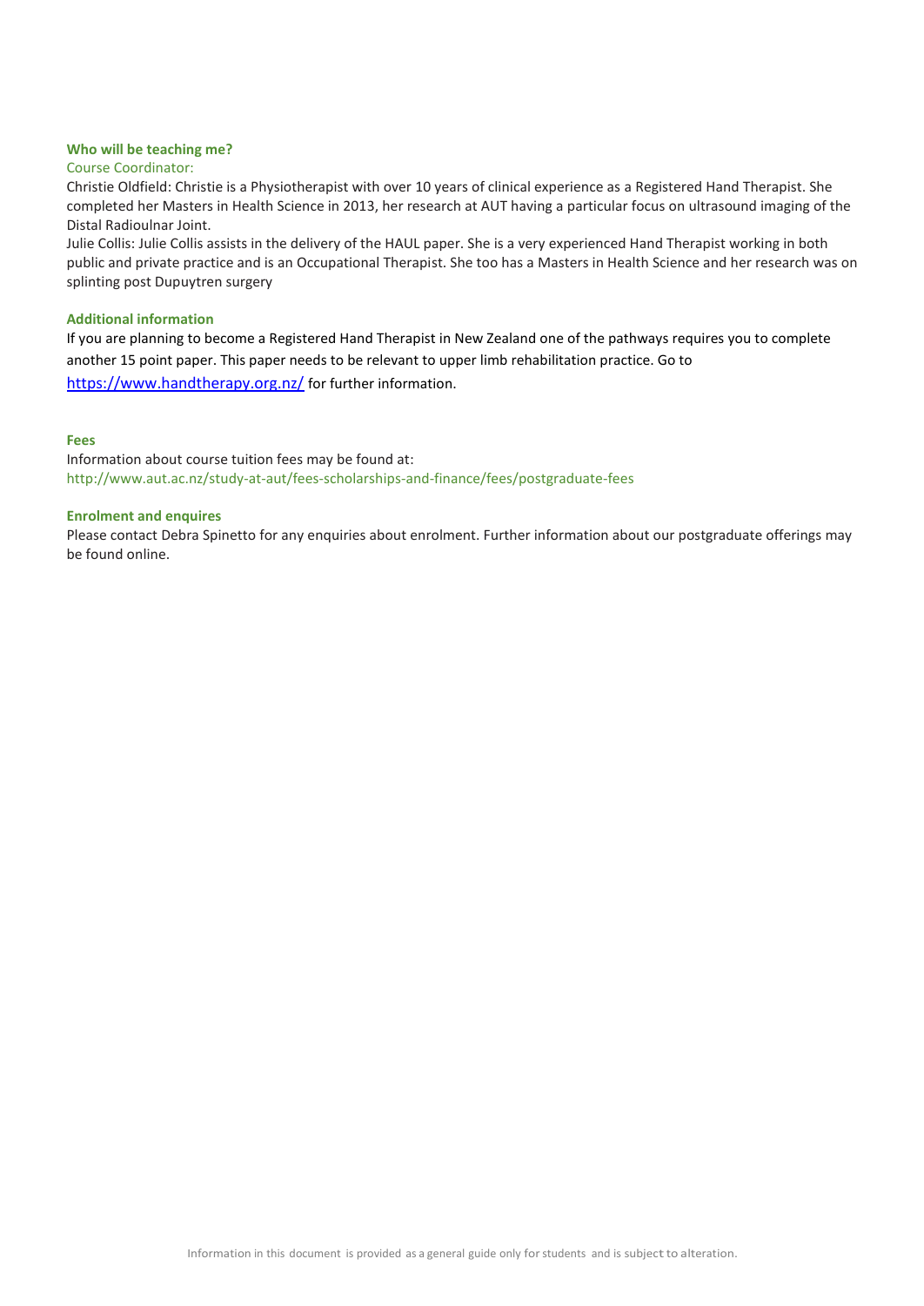### Who will be teaching me?

Course Coordinator:

Christie Oldfield: Christie is a Physiotherapist with over 10 years of clinical experience as a Registered Hand Therapist. She completed her Masters in Health Science in 2013, her research at AUT having a particular focus on ultrasound imaging of the Distal Radioulnar Joint.

Julie Collis: Julie Collis assists in the delivery of the HAUL paper. She is a very experienced Hand Therapist working in both public and private practice and is an Occupational Therapist. She too has a Masters in Health Science and her research was on splinting post Dupuytren surgery

### Additional information

If you are planning to become a Registered Hand Therapist in New Zealand one of the pathways requires you to complete another 15 point paper. This paper needs to be relevant to upper limb rehabilitation practice. Go to https://www.handtherapy.org.nz/ for further information.

### Fees

Information about course tuition fees may be found at:
http://www.aut.ac.nz/study-at-aut/fees-scholarships-and-finance/fees/postgraduate-fees

### Enrolment and enquires

Please contact Debra Spinetto for any enquiries about enrolment. Further information about our postgraduate offerings may be found online.

Information in this document is provided as a general guide only for students and is subject to alteration.